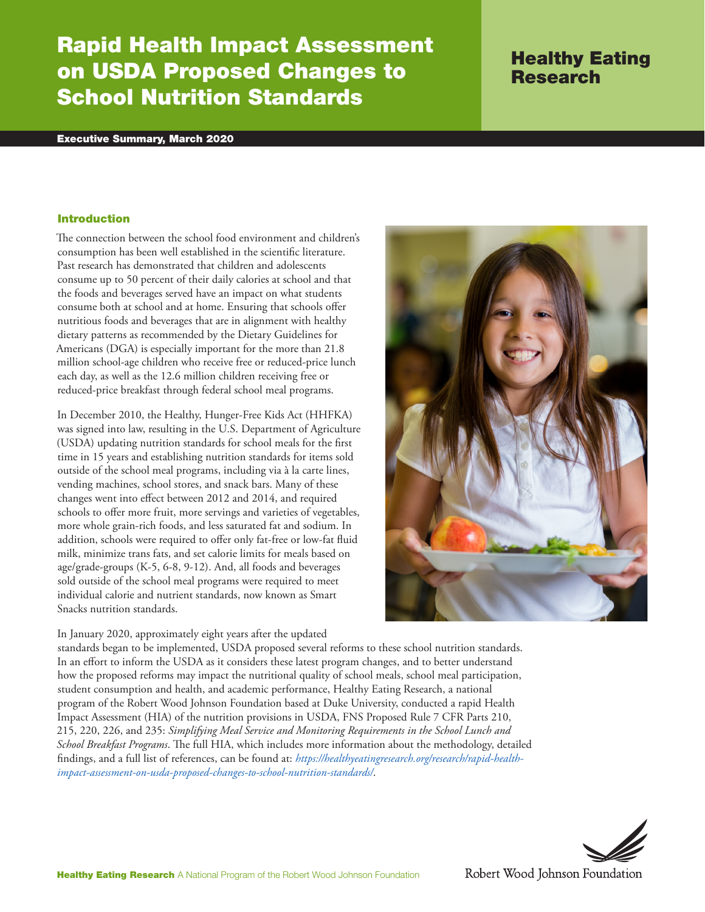# Rapid Health Impact Assessment on USDA Proposed Changes to School Nutrition Standards

**Healthy Eating Research**

**Executive Summary, March 2020**

## Introduction

The connection between the school food environment and children's consumption has been well established in the scientific literature. Past research has demonstrated that children and adolescents consume up to 50 percent of their daily calories at school and that the foods and beverages served have an impact on what students consume both at school and at home. Ensuring that schools offer nutritious foods and beverages that are in alignment with healthy dietary patterns as recommended by the Dietary Guidelines for Americans (DGA) is especially important for the more than 21.8 million school-age children who receive free or reduced-price lunch each day, as well as the 12.6 million children receiving free or reduced-price breakfast through federal school meal programs.

In December 2010, the Healthy, Hunger-Free Kids Act (HHFKA) was signed into law, resulting in the U.S. Department of Agriculture (USDA) updating nutrition standards for school meals for the first time in 15 years and establishing nutrition standards for items sold outside of the school meal programs, including via à la carte lines, vending machines, school stores, and snack bars. Many of these changes went into effect between 2012 and 2014, and required schools to offer more fruit, more servings and varieties of vegetables, more whole grain-rich foods, and less saturated fat and sodium. In addition, schools were required to offer only fat-free or low-fat fluid milk, minimize trans fats, and set calorie limits for meals based on age/grade-groups (K-5, 6-8, 9-12). And, all foods and beverages sold outside of the school meal programs were required to meet individual calorie and nutrient standards, now known as Smart Snacks nutrition standards.

In January 2020, approximately eight years after the updated standards began to be implemented, USDA proposed several reforms to these school nutrition standards. In an effort to inform the USDA as it considers these latest program changes, and to better understand how the proposed reforms may impact the nutritional quality of school meals, school meal participation, student consumption and health, and academic performance, Healthy Eating Research, a national program of the Robert Wood Johnson Foundation based at Duke University, conducted a rapid Health Impact Assessment (HIA) of the nutrition provisions in USDA, FNS Proposed Rule 7 CFR Parts 210, 215, 220, 226, and 235: *Simplifying Meal Service and Monitoring Requirements in the School Lunch and School Breakfast Programs*. The full HIA, which includes more information about the methodology, detailed findings, and a full list of references, can be found at: *https://healthyeatingresearch.org/research/rapid-health-impact-assessment-on-usda-proposed-changes-to-school-nutrition-standards/*.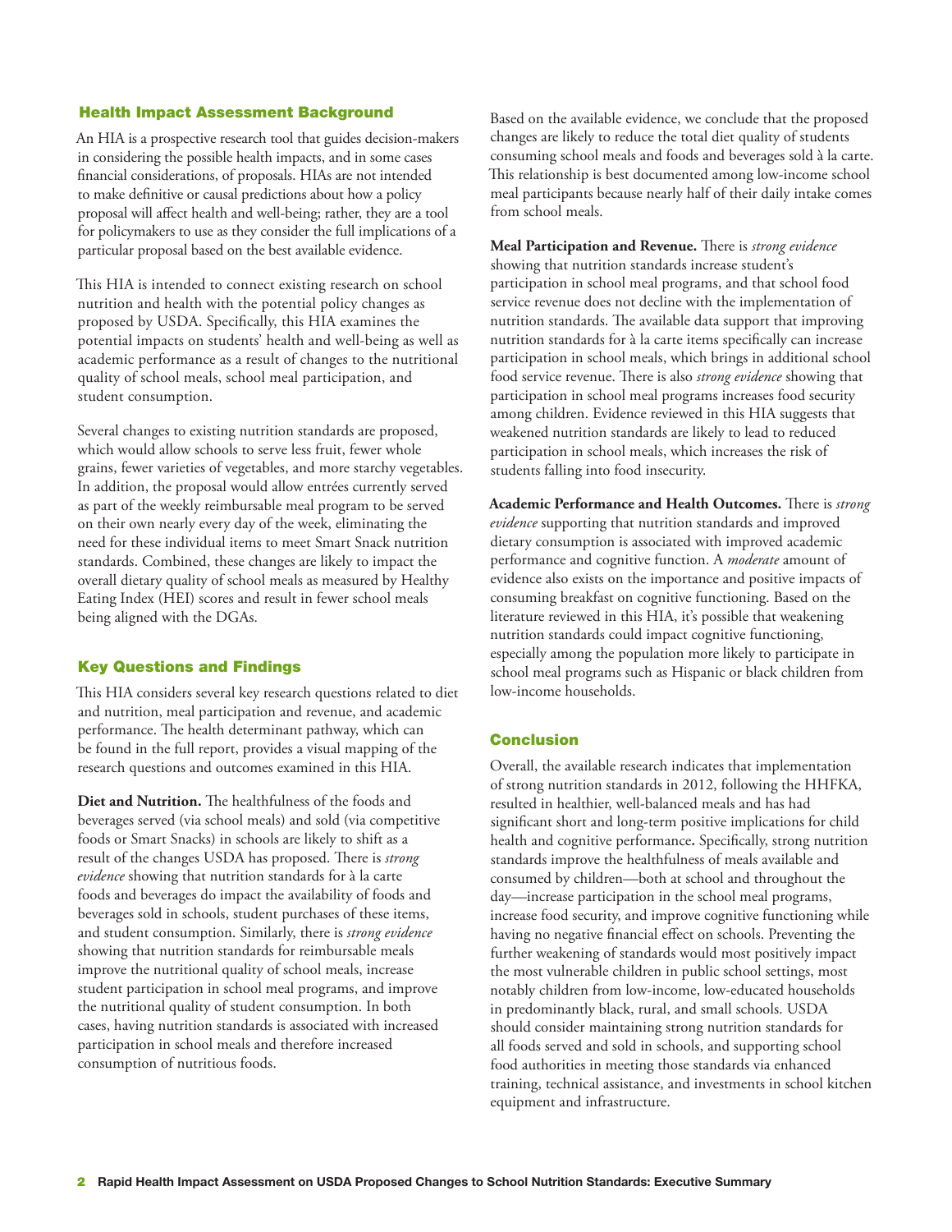## Health Impact Assessment Background

An HIA is a prospective research tool that guides decision-makers in considering the possible health impacts, and in some cases financial considerations, of proposals. HIAs are not intended to make definitive or causal predictions about how a policy proposal will affect health and well-being; rather, they are a tool for policymakers to use as they consider the full implications of a particular proposal based on the best available evidence.

This HIA is intended to connect existing research on school nutrition and health with the potential policy changes as proposed by USDA. Specifically, this HIA examines the potential impacts on students' health and well-being as well as academic performance as a result of changes to the nutritional quality of school meals, school meal participation, and student consumption.

Several changes to existing nutrition standards are proposed, which would allow schools to serve less fruit, fewer whole grains, fewer varieties of vegetables, and more starchy vegetables. In addition, the proposal would allow entrées currently served as part of the weekly reimbursable meal program to be served on their own nearly every day of the week, eliminating the need for these individual items to meet Smart Snack nutrition standards. Combined, these changes are likely to impact the overall dietary quality of school meals as measured by Healthy Eating Index (HEI) scores and result in fewer school meals being aligned with the DGAs.

## Key Questions and Findings

This HIA considers several key research questions related to diet and nutrition, meal participation and revenue, and academic performance. The health determinant pathway, which can be found in the full report, provides a visual mapping of the research questions and outcomes examined in this HIA.

**Diet and Nutrition.** The healthfulness of the foods and beverages served (via school meals) and sold (via competitive foods or Smart Snacks) in schools are likely to shift as a result of the changes USDA has proposed. There is *strong evidence* showing that nutrition standards for à la carte foods and beverages do impact the availability of foods and beverages sold in schools, student purchases of these items, and student consumption. Similarly, there is *strong evidence* showing that nutrition standards for reimbursable meals improve the nutritional quality of school meals, increase student participation in school meal programs, and improve the nutritional quality of student consumption. In both cases, having nutrition standards is associated with increased participation in school meals and therefore increased consumption of nutritious foods.

Based on the available evidence, we conclude that the proposed changes are likely to reduce the total diet quality of students consuming school meals and foods and beverages sold à la carte. This relationship is best documented among low-income school meal participants because nearly half of their daily intake comes from school meals.

**Meal Participation and Revenue.** There is *strong evidence* showing that nutrition standards increase student's participation in school meal programs, and that school food service revenue does not decline with the implementation of nutrition standards. The available data support that improving nutrition standards for à la carte items specifically can increase participation in school meals, which brings in additional school food service revenue. There is also *strong evidence* showing that participation in school meal programs increases food security among children. Evidence reviewed in this HIA suggests that weakened nutrition standards are likely to lead to reduced participation in school meals, which increases the risk of students falling into food insecurity.

**Academic Performance and Health Outcomes.** There is *strong evidence* supporting that nutrition standards and improved dietary consumption is associated with improved academic performance and cognitive function. A *moderate* amount of evidence also exists on the importance and positive impacts of consuming breakfast on cognitive functioning. Based on the literature reviewed in this HIA, it's possible that weakening nutrition standards could impact cognitive functioning, especially among the population more likely to participate in school meal programs such as Hispanic or black children from low-income households.

## Conclusion

Overall, the available research indicates that implementation of strong nutrition standards in 2012, following the HHFKA, resulted in healthier, well-balanced meals and has had significant short and long-term positive implications for child health and cognitive performance**.** Specifically, strong nutrition standards improve the healthfulness of meals available and consumed by children—both at school and throughout the day—increase participation in the school meal programs, increase food security, and improve cognitive functioning while having no negative financial effect on schools. Preventing the further weakening of standards would most positively impact the most vulnerable children in public school settings, most notably children from low-income, low-educated households in predominantly black, rural, and small schools. USDA should consider maintaining strong nutrition standards for all foods served and sold in schools, and supporting school food authorities in meeting those standards via enhanced training, technical assistance, and investments in school kitchen equipment and infrastructure.